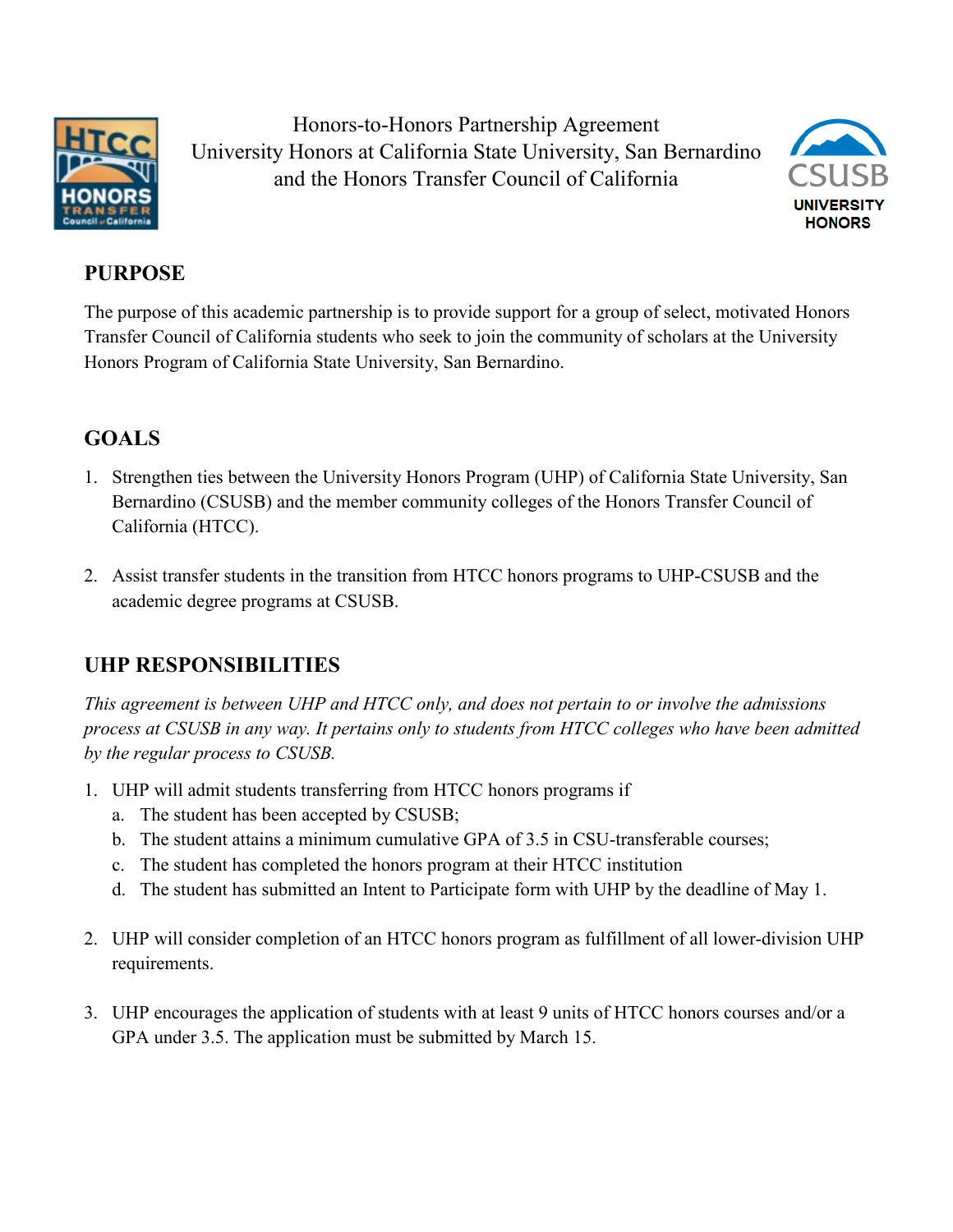# Honors-to-Honors Partnership Agreement
# University Honors at California State University, San Bernardino and the Honors Transfer Council of California

## PURPOSE

The purpose of this academic partnership is to provide support for a group of select, motivated Honors Transfer Council of California students who seek to join the community of scholars at the University Honors Program of California State University, San Bernardino.

## GOALS

1. Strengthen ties between the University Honors Program (UHP) of California State University, San Bernardino (CSUSB) and the member community colleges of the Honors Transfer Council of California (HTCC).
2. Assist transfer students in the transition from HTCC honors programs to UHP-CSUSB and the academic degree programs at CSUSB.

## UHP RESPONSIBILITIES

*This agreement is between UHP and HTCC only, and does not pertain to or involve the admissions process at CSUSB in any way. It pertains only to students from HTCC colleges who have been admitted by the regular process to CSUSB.*

1. UHP will admit students transferring from HTCC honors programs if
   a. The student has been accepted by CSUSB;
   b. The student attains a minimum cumulative GPA of 3.5 in CSU-transferable courses;
   c. The student has completed the honors program at their HTCC institution
   d. The student has submitted an Intent to Participate form with UHP by the deadline of May 1.
2. UHP will consider completion of an HTCC honors program as fulfillment of all lower-division UHP requirements.
3. UHP encourages the application of students with at least 9 units of HTCC honors courses and/or a GPA under 3.5. The application must be submitted by March 15.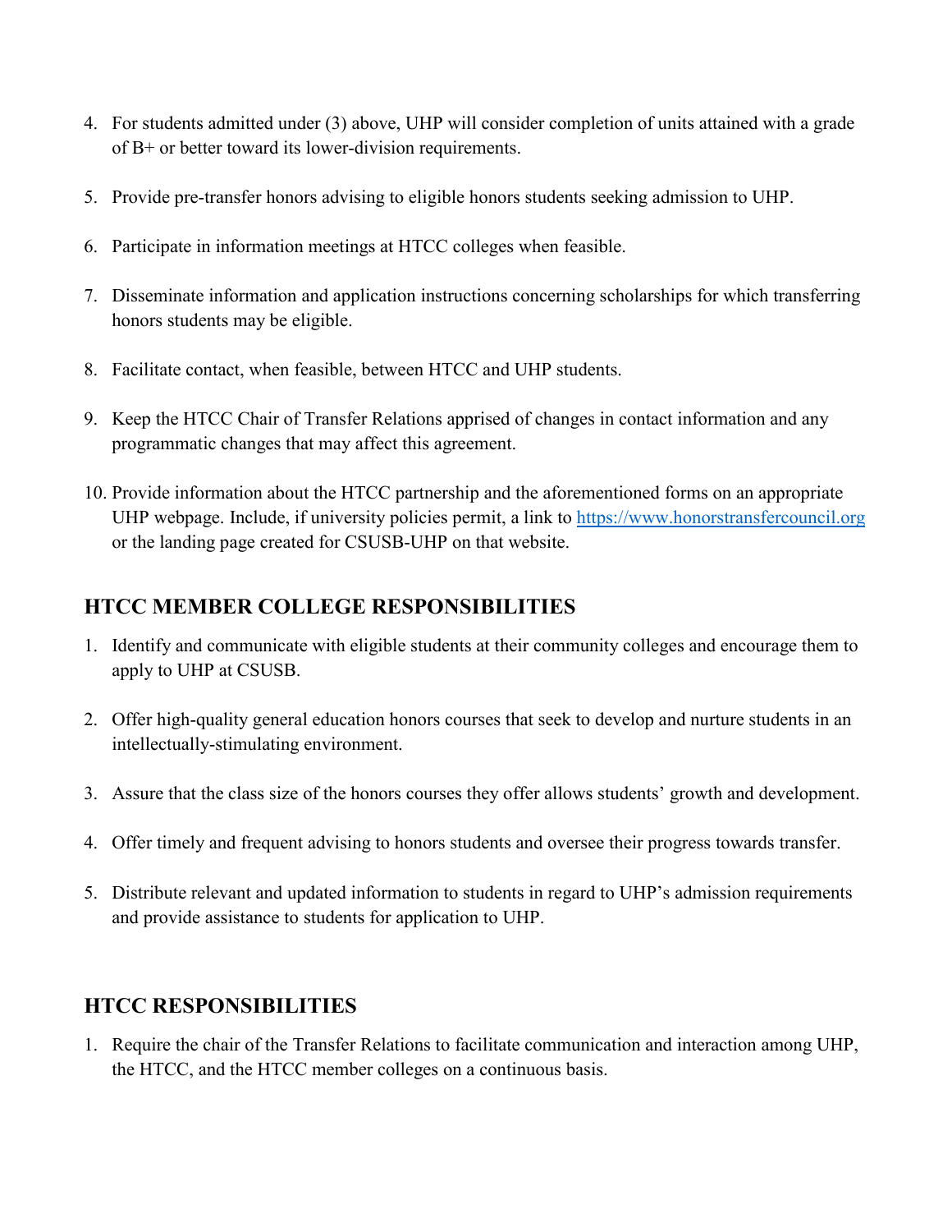4. For students admitted under (3) above, UHP will consider completion of units attained with a grade of B+ or better toward its lower-division requirements.

5. Provide pre-transfer honors advising to eligible honors students seeking admission to UHP.

6. Participate in information meetings at HTCC colleges when feasible.

7. Disseminate information and application instructions concerning scholarships for which transferring honors students may be eligible.

8. Facilitate contact, when feasible, between HTCC and UHP students.

9. Keep the HTCC Chair of Transfer Relations apprised of changes in contact information and any programmatic changes that may affect this agreement.

10. Provide information about the HTCC partnership and the aforementioned forms on an appropriate UHP webpage. Include, if university policies permit, a link to [https://www.honorstransfercouncil.org](https://www.honorstransfercouncil.org) or the landing page created for CSUSB-UHP on that website.

## HTCC MEMBER COLLEGE RESPONSIBILITIES

1. Identify and communicate with eligible students at their community colleges and encourage them to apply to UHP at CSUSB.

2. Offer high-quality general education honors courses that seek to develop and nurture students in an intellectually-stimulating environment.

3. Assure that the class size of the honors courses they offer allows students' growth and development.

4. Offer timely and frequent advising to honors students and oversee their progress towards transfer.

5. Distribute relevant and updated information to students in regard to UHP's admission requirements and provide assistance to students for application to UHP.

## HTCC RESPONSIBILITIES

1. Require the chair of the Transfer Relations to facilitate communication and interaction among UHP, the HTCC, and the HTCC member colleges on a continuous basis.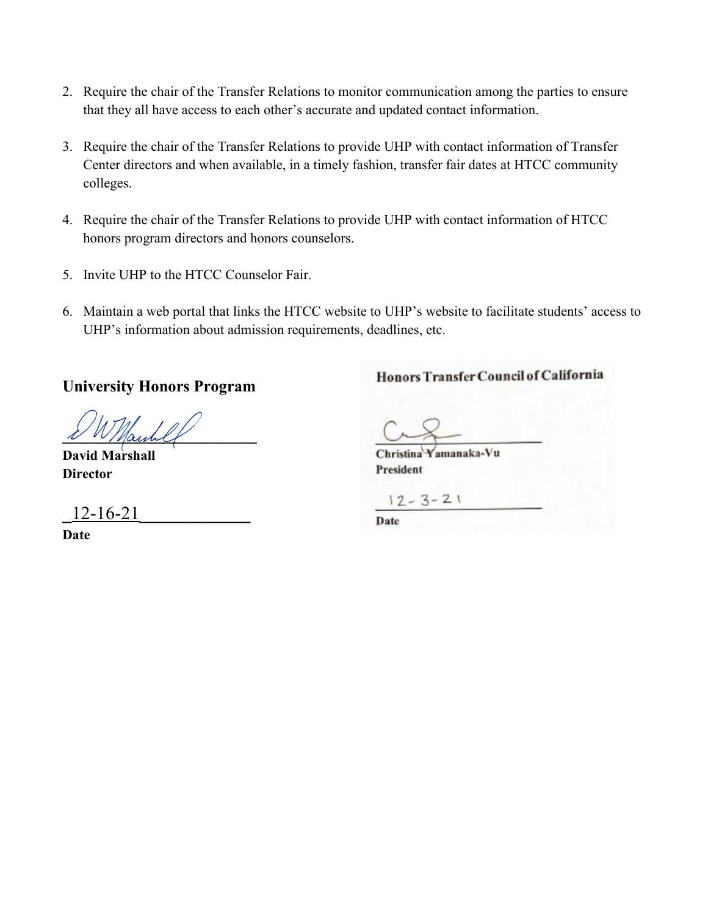2. Require the chair of the Transfer Relations to monitor communication among the parties to ensure that they all have access to each other's accurate and updated contact information.

3. Require the chair of the Transfer Relations to provide UHP with contact information of Transfer Center directors and when available, in a timely fashion, transfer fair dates at HTCC community colleges.

4. Require the chair of the Transfer Relations to provide UHP with contact information of HTCC honors program directors and honors counselors.

5. Invite UHP to the HTCC Counselor Fair.

6. Maintain a web portal that links the HTCC website to UHP's website to facilitate students' access to UHP's information about admission requirements, deadlines, etc.

**University Honors Program**

**David Marshall**
**Director**

_12-16-21_____________
**Date**

**Honors Transfer Council of California**

**Christina Yamanaka-Vu**
**President**

12-3-21
**Date**